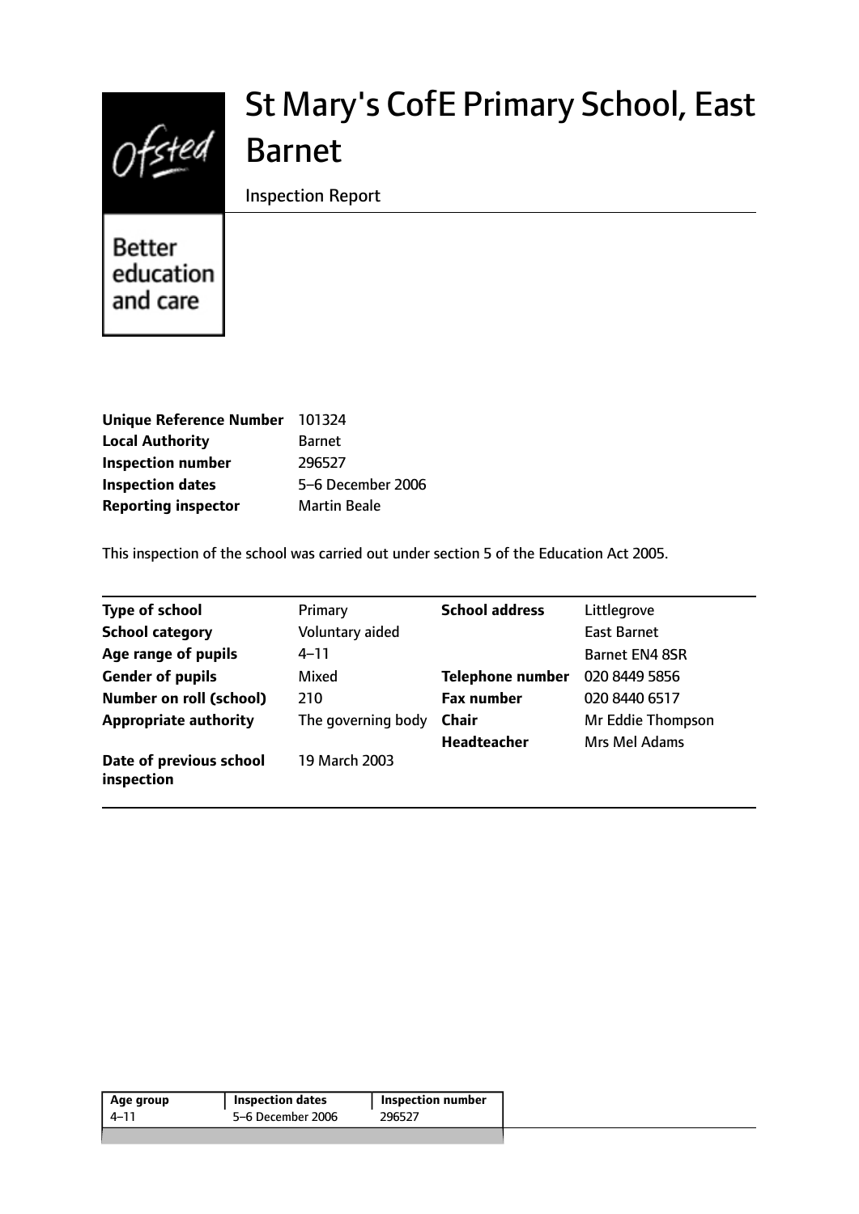# St Mary's CofE Primary School, East Barnet

Inspection Report

Ofsted

Better education and care

| | |
|---|---|
| **Unique Reference Number** | 101324 |
| **Local Authority** | Barnet |
| **Inspection number** | 296527 |
| **Inspection dates** | 5–6 December 2006 |
| **Reporting inspector** | Martin Beale |

This inspection of the school was carried out under section 5 of the Education Act 2005.

| | | | |
|---|---|---|---|
| **Type of school** | Primary | **School address** | Littlegrove |
| **School category** | Voluntary aided | | East Barnet |
| **Age range of pupils** | 4–11 | | Barnet EN4 8SR |
| **Gender of pupils** | Mixed | **Telephone number** | 020 8449 5856 |
| **Number on roll (school)** | 210 | **Fax number** | 020 8440 6517 |
| **Appropriate authority** | The governing body | **Chair** | Mr Eddie Thompson |
| | | **Headteacher** | Mrs Mel Adams |
| **Date of previous school inspection** | 19 March 2003 | | |

| Age group | Inspection dates | Inspection number |
|---|---|---|
| 4–11 | 5–6 December 2006 | 296527 |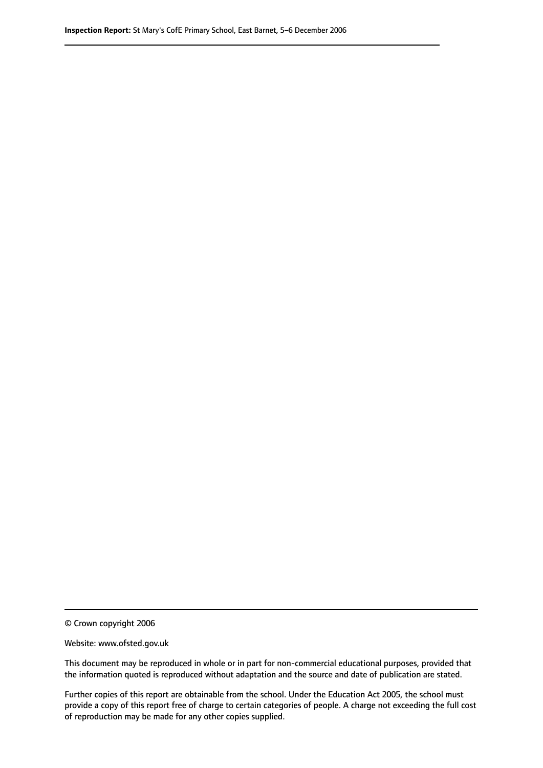© Crown copyright 2006

Website: www.ofsted.gov.uk

This document may be reproduced in whole or in part for non-commercial educational purposes, provided that the information quoted is reproduced without adaptation and the source and date of publication are stated.

Further copies of this report are obtainable from the school. Under the Education Act 2005, the school must provide a copy of this report free of charge to certain categories of people. A charge not exceeding the full cost of reproduction may be made for any other copies supplied.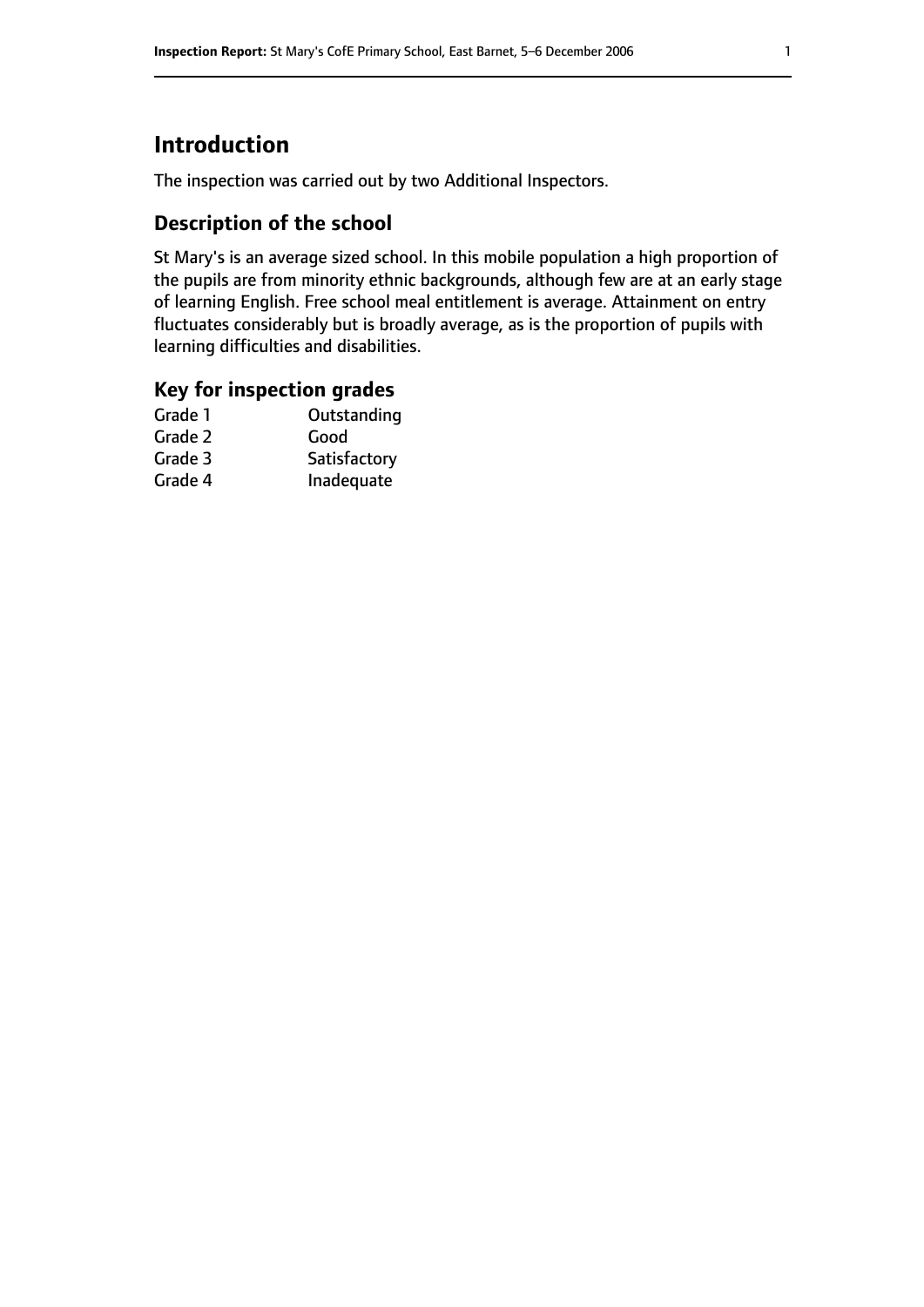# Introduction

The inspection was carried out by two Additional Inspectors.

## Description of the school

St Mary's is an average sized school. In this mobile population a high proportion of the pupils are from minority ethnic backgrounds, although few are at an early stage of learning English. Free school meal entitlement is average. Attainment on entry fluctuates considerably but is broadly average, as is the proportion of pupils with learning difficulties and disabilities.

## Key for inspection grades

| | |
|---|---|
| Grade 1 | Outstanding |
| Grade 2 | Good |
| Grade 3 | Satisfactory |
| Grade 4 | Inadequate |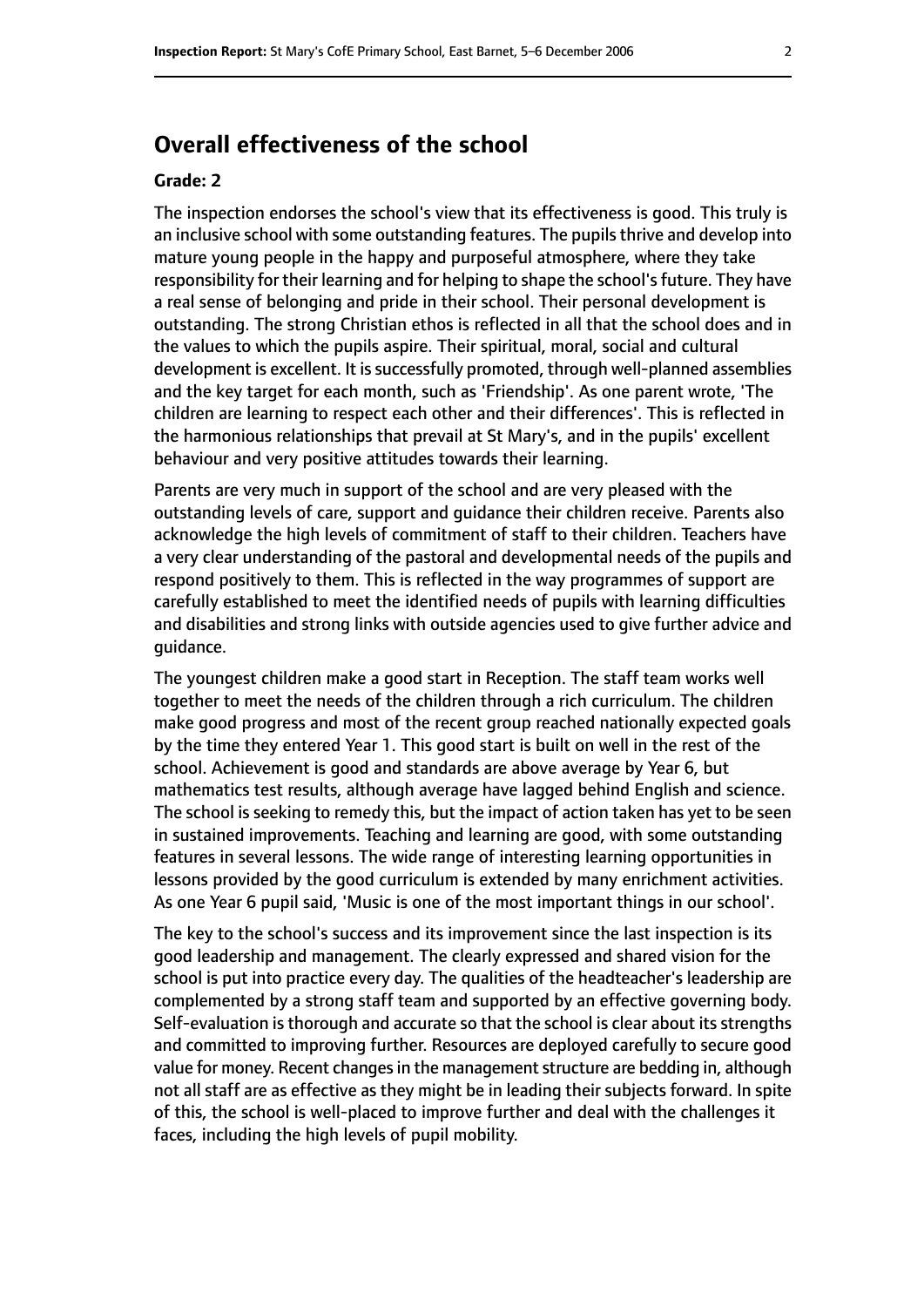## Overall effectiveness of the school

**Grade: 2**

The inspection endorses the school's view that its effectiveness is good. This truly is an inclusive school with some outstanding features. The pupils thrive and develop into mature young people in the happy and purposeful atmosphere, where they take responsibility for their learning and for helping to shape the school's future. They have a real sense of belonging and pride in their school. Their personal development is outstanding. The strong Christian ethos is reflected in all that the school does and in the values to which the pupils aspire. Their spiritual, moral, social and cultural development is excellent. It is successfully promoted, through well-planned assemblies and the key target for each month, such as 'Friendship'. As one parent wrote, 'The children are learning to respect each other and their differences'. This is reflected in the harmonious relationships that prevail at St Mary's, and in the pupils' excellent behaviour and very positive attitudes towards their learning.

Parents are very much in support of the school and are very pleased with the outstanding levels of care, support and guidance their children receive. Parents also acknowledge the high levels of commitment of staff to their children. Teachers have a very clear understanding of the pastoral and developmental needs of the pupils and respond positively to them. This is reflected in the way programmes of support are carefully established to meet the identified needs of pupils with learning difficulties and disabilities and strong links with outside agencies used to give further advice and guidance.

The youngest children make a good start in Reception. The staff team works well together to meet the needs of the children through a rich curriculum. The children make good progress and most of the recent group reached nationally expected goals by the time they entered Year 1. This good start is built on well in the rest of the school. Achievement is good and standards are above average by Year 6, but mathematics test results, although average have lagged behind English and science. The school is seeking to remedy this, but the impact of action taken has yet to be seen in sustained improvements. Teaching and learning are good, with some outstanding features in several lessons. The wide range of interesting learning opportunities in lessons provided by the good curriculum is extended by many enrichment activities. As one Year 6 pupil said, 'Music is one of the most important things in our school'.

The key to the school's success and its improvement since the last inspection is its good leadership and management. The clearly expressed and shared vision for the school is put into practice every day. The qualities of the headteacher's leadership are complemented by a strong staff team and supported by an effective governing body. Self-evaluation is thorough and accurate so that the school is clear about its strengths and committed to improving further. Resources are deployed carefully to secure good value for money. Recent changes in the management structure are bedding in, although not all staff are as effective as they might be in leading their subjects forward. In spite of this, the school is well-placed to improve further and deal with the challenges it faces, including the high levels of pupil mobility.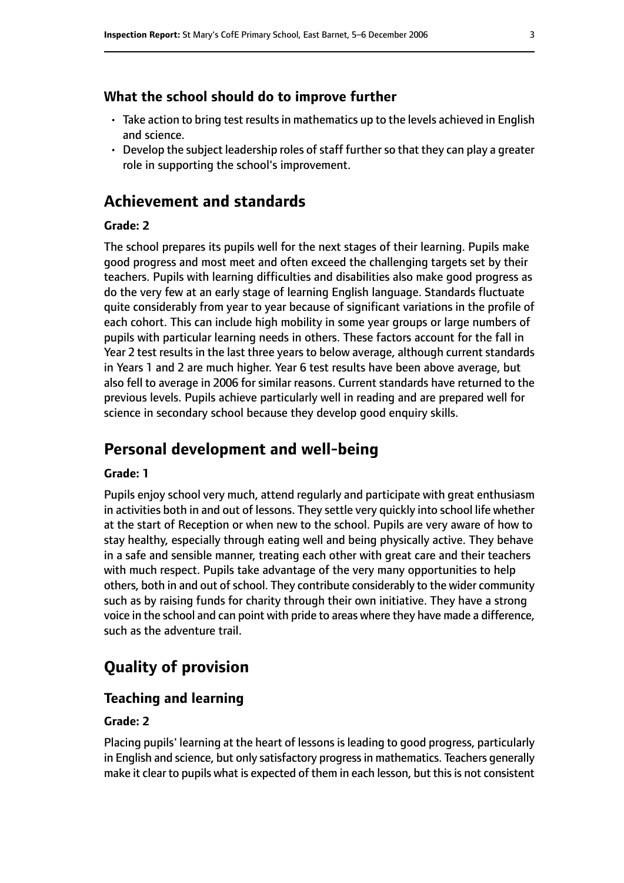### What the school should do to improve further

- Take action to bring test results in mathematics up to the levels achieved in English and science.
- Develop the subject leadership roles of staff further so that they can play a greater role in supporting the school's improvement.

## Achievement and standards

#### Grade: 2

The school prepares its pupils well for the next stages of their learning. Pupils make good progress and most meet and often exceed the challenging targets set by their teachers. Pupils with learning difficulties and disabilities also make good progress as do the very few at an early stage of learning English language. Standards fluctuate quite considerably from year to year because of significant variations in the profile of each cohort. This can include high mobility in some year groups or large numbers of pupils with particular learning needs in others. These factors account for the fall in Year 2 test results in the last three years to below average, although current standards in Years 1 and 2 are much higher. Year 6 test results have been above average, but also fell to average in 2006 for similar reasons. Current standards have returned to the previous levels. Pupils achieve particularly well in reading and are prepared well for science in secondary school because they develop good enquiry skills.

## Personal development and well-being

#### Grade: 1

Pupils enjoy school very much, attend regularly and participate with great enthusiasm in activities both in and out of lessons. They settle very quickly into school life whether at the start of Reception or when new to the school. Pupils are very aware of how to stay healthy, especially through eating well and being physically active. They behave in a safe and sensible manner, treating each other with great care and their teachers with much respect. Pupils take advantage of the very many opportunities to help others, both in and out of school. They contribute considerably to the wider community such as by raising funds for charity through their own initiative. They have a strong voice in the school and can point with pride to areas where they have made a difference, such as the adventure trail.

## Quality of provision

### Teaching and learning

#### Grade: 2

Placing pupils' learning at the heart of lessons is leading to good progress, particularly in English and science, but only satisfactory progress in mathematics. Teachers generally make it clear to pupils what is expected of them in each lesson, but this is not consistent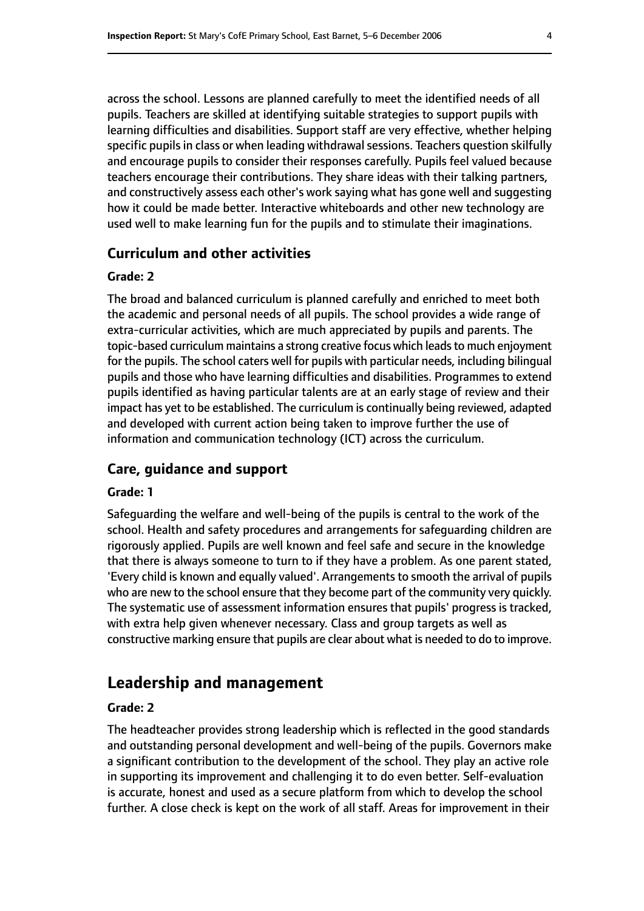across the school. Lessons are planned carefully to meet the identified needs of all pupils. Teachers are skilled at identifying suitable strategies to support pupils with learning difficulties and disabilities. Support staff are very effective, whether helping specific pupils in class or when leading withdrawal sessions. Teachers question skilfully and encourage pupils to consider their responses carefully. Pupils feel valued because teachers encourage their contributions. They share ideas with their talking partners, and constructively assess each other's work saying what has gone well and suggesting how it could be made better. Interactive whiteboards and other new technology are used well to make learning fun for the pupils and to stimulate their imaginations.

### Curriculum and other activities

#### Grade: 2

The broad and balanced curriculum is planned carefully and enriched to meet both the academic and personal needs of all pupils. The school provides a wide range of extra-curricular activities, which are much appreciated by pupils and parents. The topic-based curriculum maintains a strong creative focus which leads to much enjoyment for the pupils. The school caters well for pupils with particular needs, including bilingual pupils and those who have learning difficulties and disabilities. Programmes to extend pupils identified as having particular talents are at an early stage of review and their impact has yet to be established. The curriculum is continually being reviewed, adapted and developed with current action being taken to improve further the use of information and communication technology (ICT) across the curriculum.

### Care, guidance and support

#### Grade: 1

Safeguarding the welfare and well-being of the pupils is central to the work of the school. Health and safety procedures and arrangements for safeguarding children are rigorously applied. Pupils are well known and feel safe and secure in the knowledge that there is always someone to turn to if they have a problem. As one parent stated, 'Every child is known and equally valued'. Arrangements to smooth the arrival of pupils who are new to the school ensure that they become part of the community very quickly. The systematic use of assessment information ensures that pupils' progress is tracked, with extra help given whenever necessary. Class and group targets as well as constructive marking ensure that pupils are clear about what is needed to do to improve.

## Leadership and management

#### Grade: 2

The headteacher provides strong leadership which is reflected in the good standards and outstanding personal development and well-being of the pupils. Governors make a significant contribution to the development of the school. They play an active role in supporting its improvement and challenging it to do even better. Self-evaluation is accurate, honest and used as a secure platform from which to develop the school further. A close check is kept on the work of all staff. Areas for improvement in their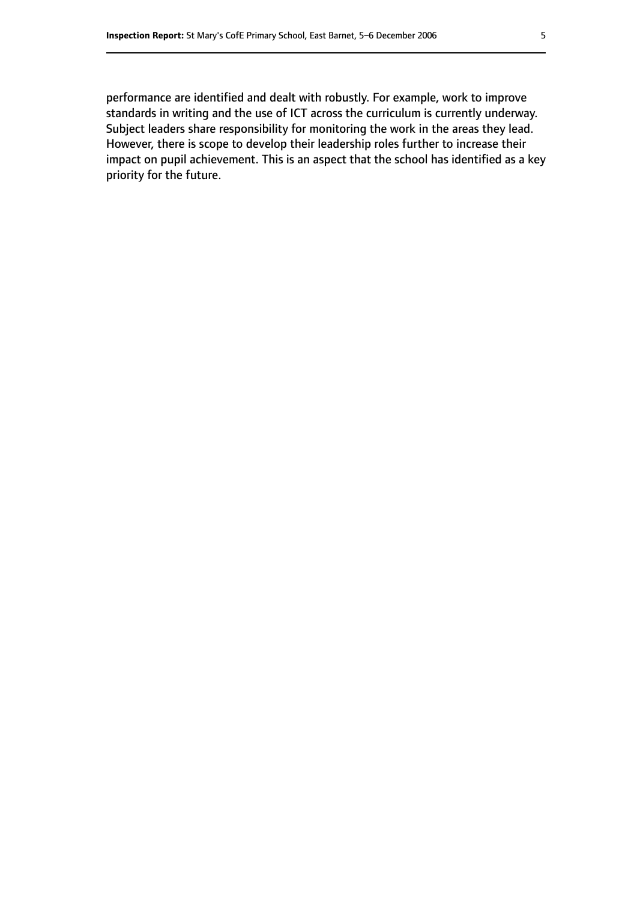performance are identified and dealt with robustly. For example, work to improve standards in writing and the use of ICT across the curriculum is currently underway. Subject leaders share responsibility for monitoring the work in the areas they lead. However, there is scope to develop their leadership roles further to increase their impact on pupil achievement. This is an aspect that the school has identified as a key priority for the future.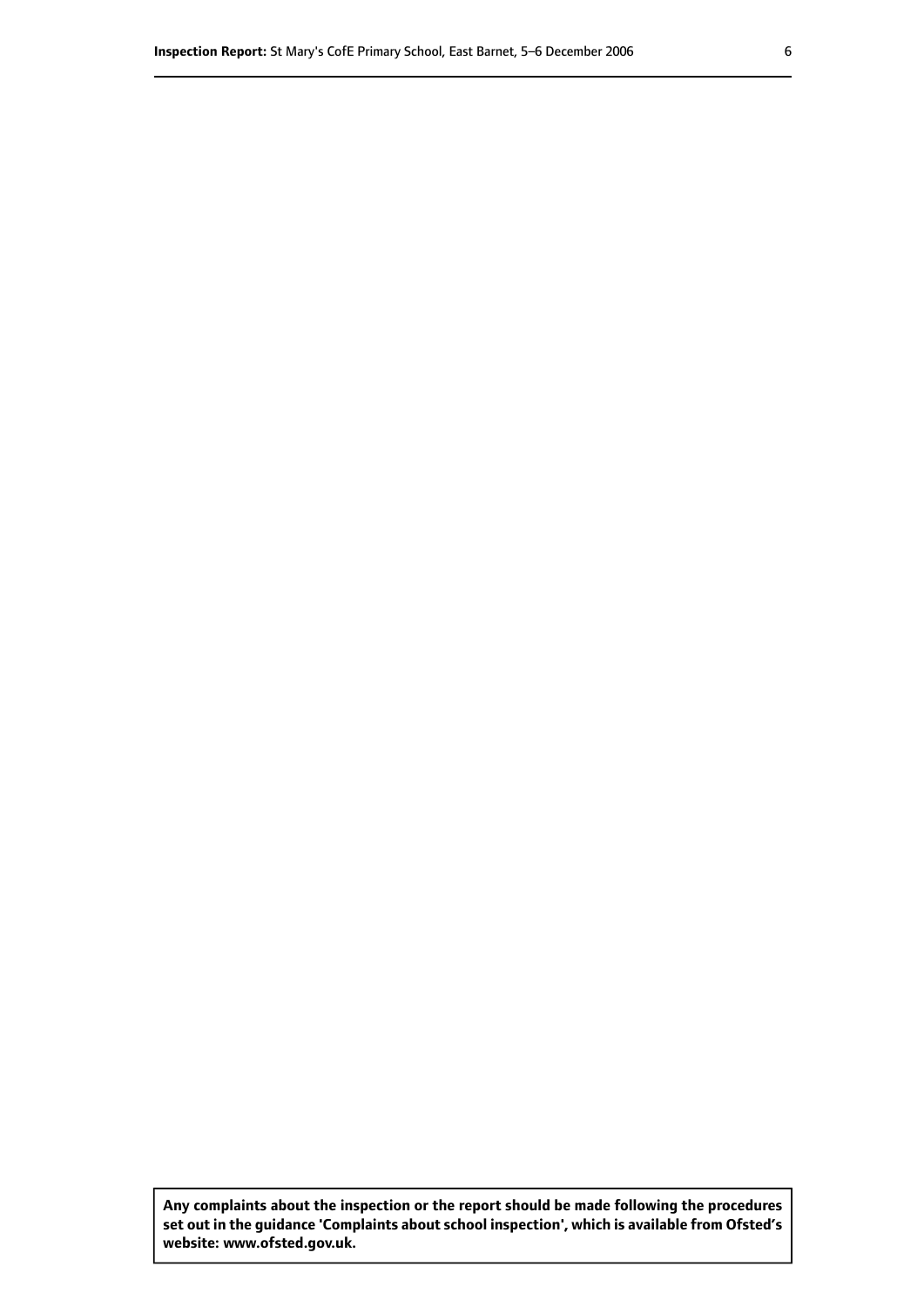**Any complaints about the inspection or the report should be made following the procedures set out in the guidance 'Complaints about school inspection', which is available from Ofsted's website: www.ofsted.gov.uk.**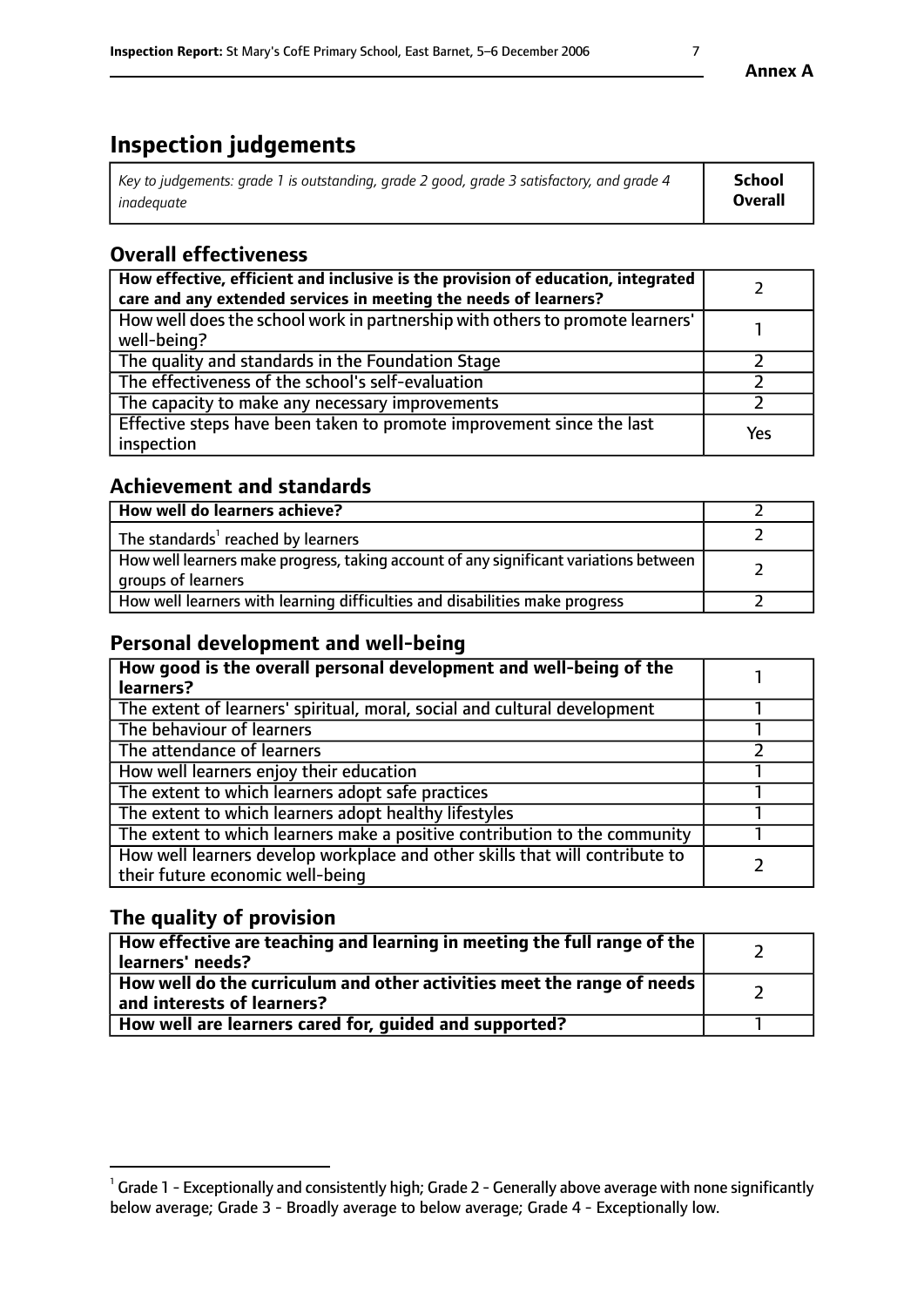**Annex A**

# Inspection judgements

| *Key to judgements: grade 1 is outstanding, grade 2 good, grade 3 satisfactory, and grade 4 inadequate* | **School Overall** |
|---|---|

## Overall effectiveness

| | |
|---|---|
| **How effective, efficient and inclusive is the provision of education, integrated care and any extended services in meeting the needs of learners?** | 2 |
| How well does the school work in partnership with others to promote learners' well-being? | 1 |
| The quality and standards in the Foundation Stage | 2 |
| The effectiveness of the school's self-evaluation | 2 |
| The capacity to make any necessary improvements | 2 |
| Effective steps have been taken to promote improvement since the last inspection | Yes |

## Achievement and standards

| | |
|---|---|
| **How well do learners achieve?** | 2 |
| The standards[1] reached by learners | 2 |
| How well learners make progress, taking account of any significant variations between groups of learners | 2 |
| How well learners with learning difficulties and disabilities make progress | 2 |

## Personal development and well-being

| | |
|---|---|
| **How good is the overall personal development and well-being of the learners?** | 1 |
| The extent of learners' spiritual, moral, social and cultural development | 1 |
| The behaviour of learners | 1 |
| The attendance of learners | 2 |
| How well learners enjoy their education | 1 |
| The extent to which learners adopt safe practices | 1 |
| The extent to which learners adopt healthy lifestyles | 1 |
| The extent to which learners make a positive contribution to the community | 1 |
| How well learners develop workplace and other skills that will contribute to their future economic well-being | 2 |

## The quality of provision

| | |
|---|---|
| **How effective are teaching and learning in meeting the full range of the learners' needs?** | 2 |
| **How well do the curriculum and other activities meet the range of needs and interests of learners?** | 2 |
| **How well are learners cared for, guided and supported?** | 1 |

[1] Grade 1 - Exceptionally and consistently high; Grade 2 - Generally above average with none significantly below average; Grade 3 - Broadly average to below average; Grade 4 - Exceptionally low.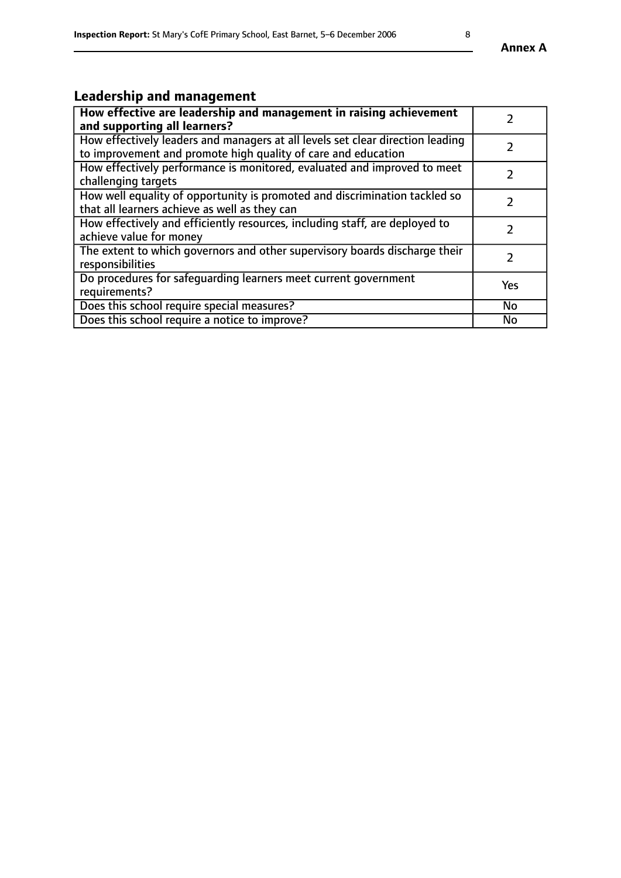## Leadership and management

| **How effective are leadership and management in raising achievement and supporting all learners?** | 2 |
| --- | --- |
| How effectively leaders and managers at all levels set clear direction leading to improvement and promote high quality of care and education | 2 |
| How effectively performance is monitored, evaluated and improved to meet challenging targets | 2 |
| How well equality of opportunity is promoted and discrimination tackled so that all learners achieve as well as they can | 2 |
| How effectively and efficiently resources, including staff, are deployed to achieve value for money | 2 |
| The extent to which governors and other supervisory boards discharge their responsibilities | 2 |
| Do procedures for safeguarding learners meet current government requirements? | Yes |
| Does this school require special measures? | No |
| Does this school require a notice to improve? | No |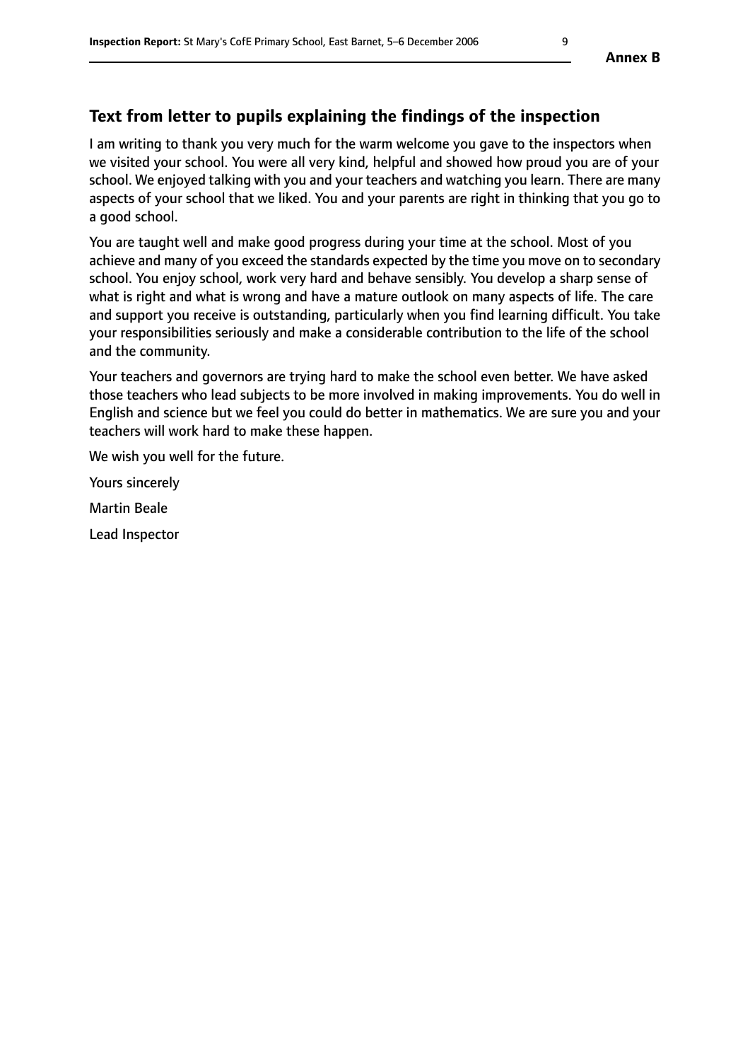## Text from letter to pupils explaining the findings of the inspection

I am writing to thank you very much for the warm welcome you gave to the inspectors when we visited your school. You were all very kind, helpful and showed how proud you are of your school. We enjoyed talking with you and your teachers and watching you learn. There are many aspects of your school that we liked. You and your parents are right in thinking that you go to a good school.

You are taught well and make good progress during your time at the school. Most of you achieve and many of you exceed the standards expected by the time you move on to secondary school. You enjoy school, work very hard and behave sensibly. You develop a sharp sense of what is right and what is wrong and have a mature outlook on many aspects of life. The care and support you receive is outstanding, particularly when you find learning difficult. You take your responsibilities seriously and make a considerable contribution to the life of the school and the community.

Your teachers and governors are trying hard to make the school even better. We have asked those teachers who lead subjects to be more involved in making improvements. You do well in English and science but we feel you could do better in mathematics. We are sure you and your teachers will work hard to make these happen.

We wish you well for the future.

Yours sincerely

Martin Beale

Lead Inspector